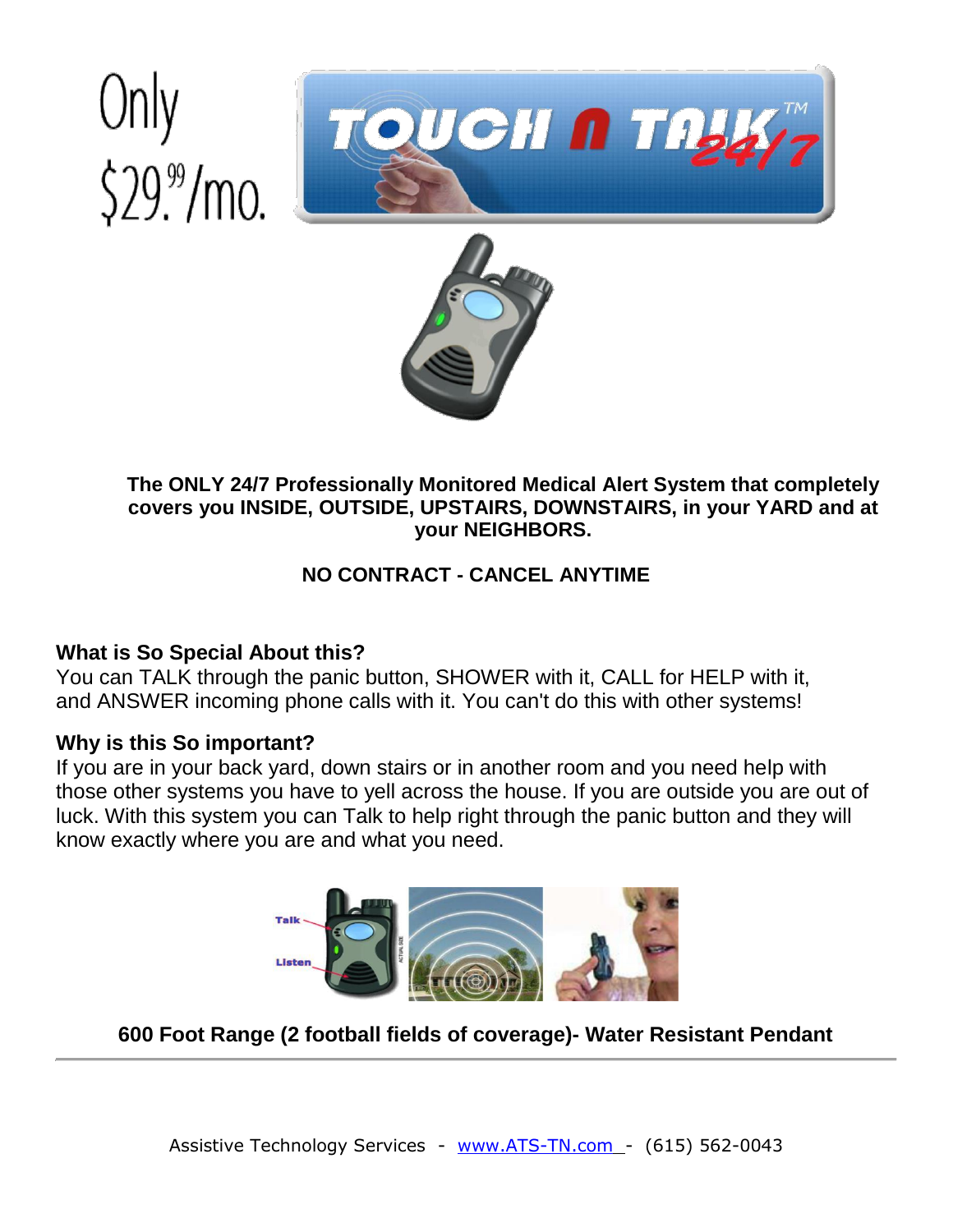Only $29.99/mo.

# TOUCH N TALK 24/7™

**The ONLY 24/7 Professionally Monitored Medical Alert System that completely covers you INSIDE, OUTSIDE, UPSTAIRS, DOWNSTAIRS, in your YARD and at your NEIGHBORS.**

**NO CONTRACT - CANCEL ANYTIME**

**What is So Special About this?**
You can TALK through the panic button, SHOWER with it, CALL for HELP with it, and ANSWER incoming phone calls with it. You can't do this with other systems!

**Why is this So important?**
If you are in your back yard, down stairs or in another room and you need help with those other systems you have to yell across the house. If you are outside you are out of luck. With this system you can Talk to help right through the panic button and they will know exactly where you are and what you need.

Talk
Listen

**600 Foot Range (2 football fields of coverage)- Water Resistant Pendant**

---

Assistive Technology Services - www.ATS-TN.com - (615) 562-0043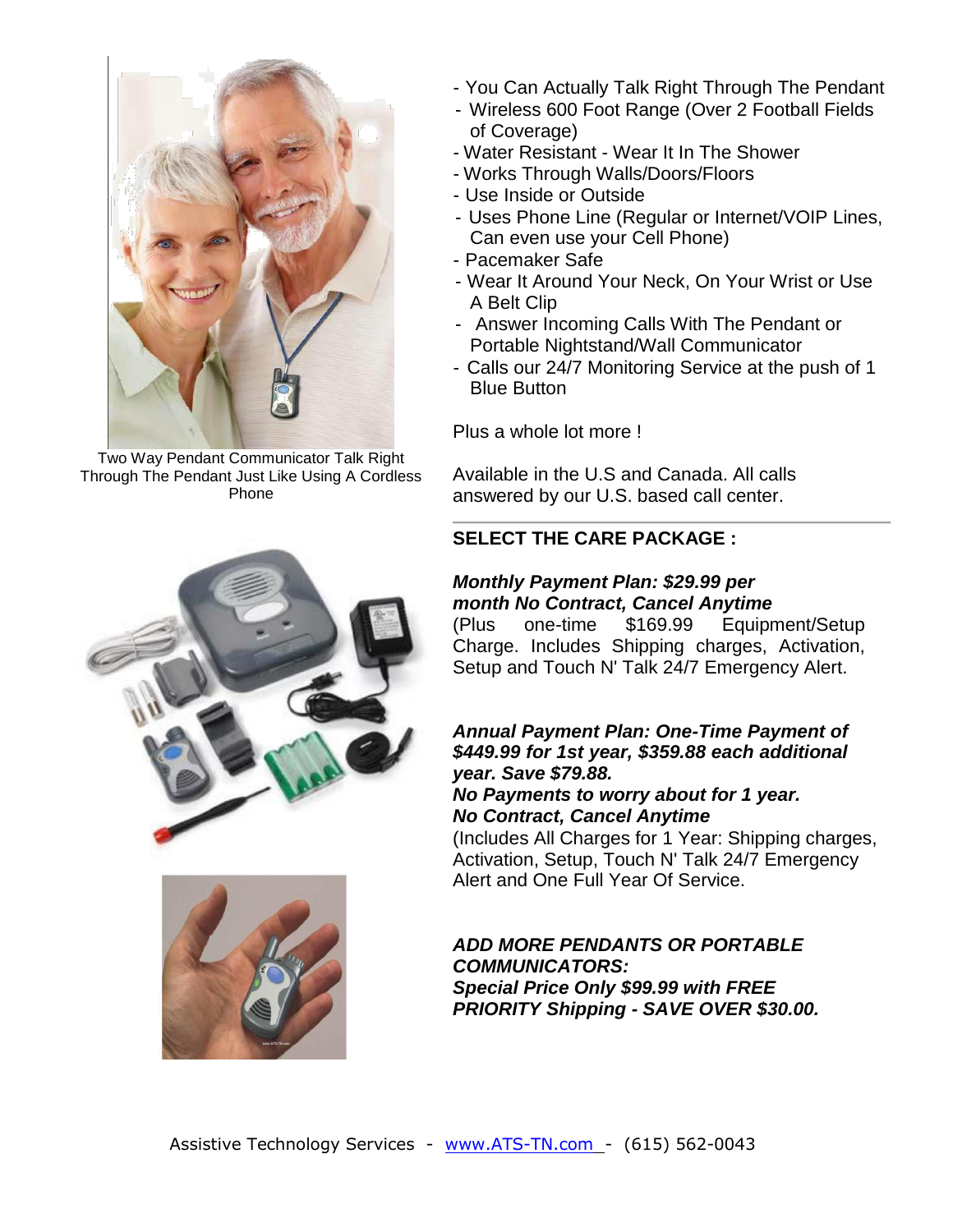Two Way Pendant Communicator Talk Right Through The Pendant Just Like Using A Cordless Phone

- You Can Actually Talk Right Through The Pendant
- Wireless 600 Foot Range (Over 2 Football Fields of Coverage)
- Water Resistant - Wear It In The Shower
- Works Through Walls/Doors/Floors
- Use Inside or Outside
- Uses Phone Line (Regular or Internet/VOIP Lines, Can even use your Cell Phone)
- Pacemaker Safe
- Wear It Around Your Neck, On Your Wrist or Use A Belt Clip
- Answer Incoming Calls With The Pendant or Portable Nightstand/Wall Communicator
- Calls our 24/7 Monitoring Service at the push of 1 Blue Button

Plus a whole lot more !

Available in the U.S and Canada. All calls answered by our U.S. based call center.

---

**SELECT THE CARE PACKAGE :**

***Monthly Payment Plan: $29.99 per month No Contract, Cancel Anytime***
(Plus one-time $169.99 Equipment/Setup Charge. Includes Shipping charges, Activation, Setup and Touch N' Talk 24/7 Emergency Alert.

***Annual Payment Plan: One-Time Payment of $449.99 for 1st year, $359.88 each additional year. Save $79.88.***
***No Payments to worry about for 1 year.***
***No Contract, Cancel Anytime***
(Includes All Charges for 1 Year: Shipping charges, Activation, Setup, Touch N' Talk 24/7 Emergency Alert and One Full Year Of Service.

***ADD MORE PENDANTS OR PORTABLE COMMUNICATORS:***
***Special Price Only $99.99 with FREE PRIORITY Shipping - SAVE OVER $30.00.***

Assistive Technology Services - www.ATS-TN.com - (615) 562-0043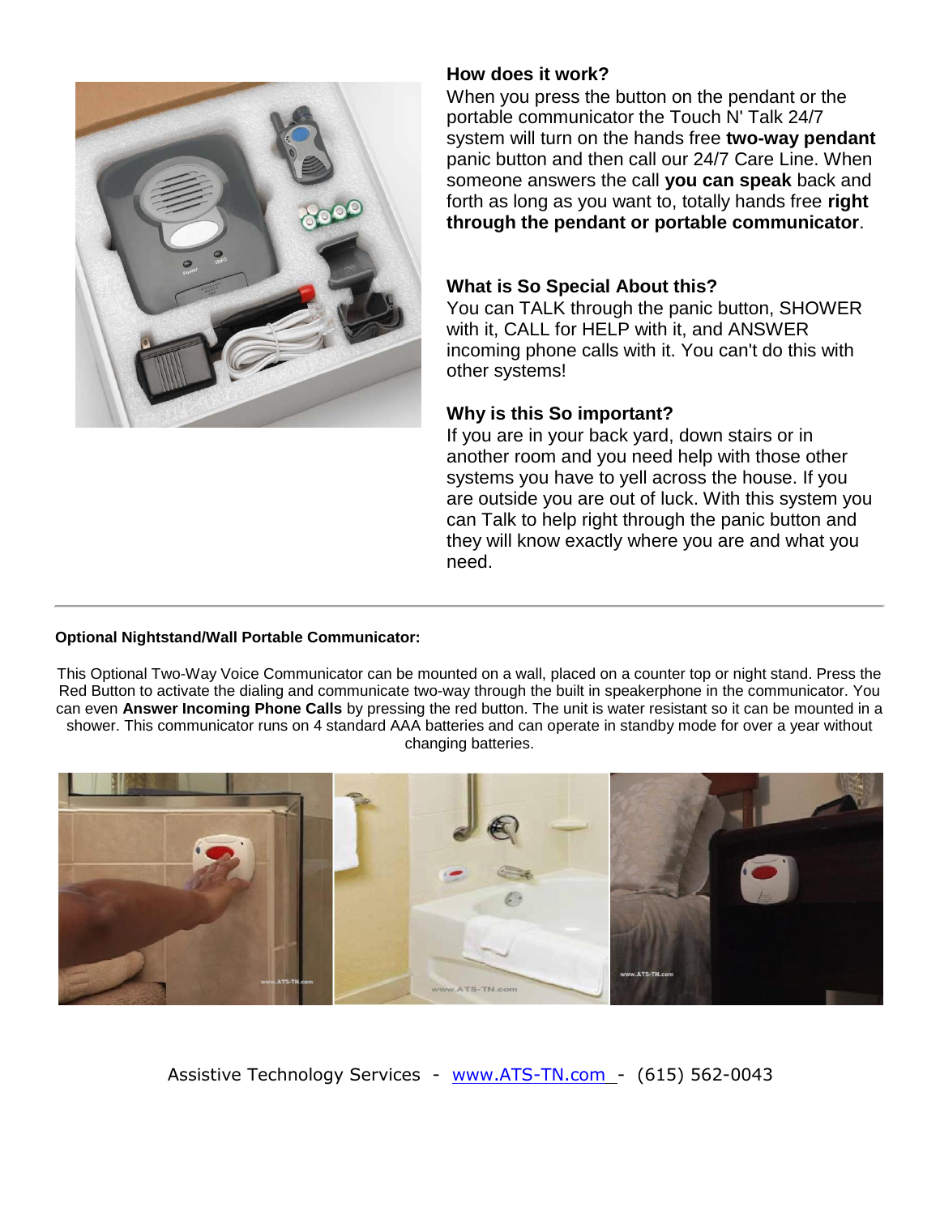### How does it work?

When you press the button on the pendant or the portable communicator the Touch N' Talk 24/7 system will turn on the hands free **two-way pendant** panic button and then call our 24/7 Care Line. When someone answers the call **you can speak** back and forth as long as you want to, totally hands free **right through the pendant or portable communicator**.

### What is So Special About this?

You can TALK through the panic button, SHOWER with it, CALL for HELP with it, and ANSWER incoming phone calls with it. You can't do this with other systems!

### Why is this So important?

If you are in your back yard, down stairs or in another room and you need help with those other systems you have to yell across the house. If you are outside you are out of luck. With this system you can Talk to help right through the panic button and they will know exactly where you are and what you need.

---

**Optional Nightstand/Wall Portable Communicator:**

This Optional Two-Way Voice Communicator can be mounted on a wall, placed on a counter top or night stand. Press the Red Button to activate the dialing and communicate two-way through the built in speakerphone in the communicator. You can even **Answer Incoming Phone Calls** by pressing the red button. The unit is water resistant so it can be mounted in a shower. This communicator runs on 4 standard AAA batteries and can operate in standby mode for over a year without changing batteries.

Assistive Technology Services - www.ATS-TN.com - (615) 562-0043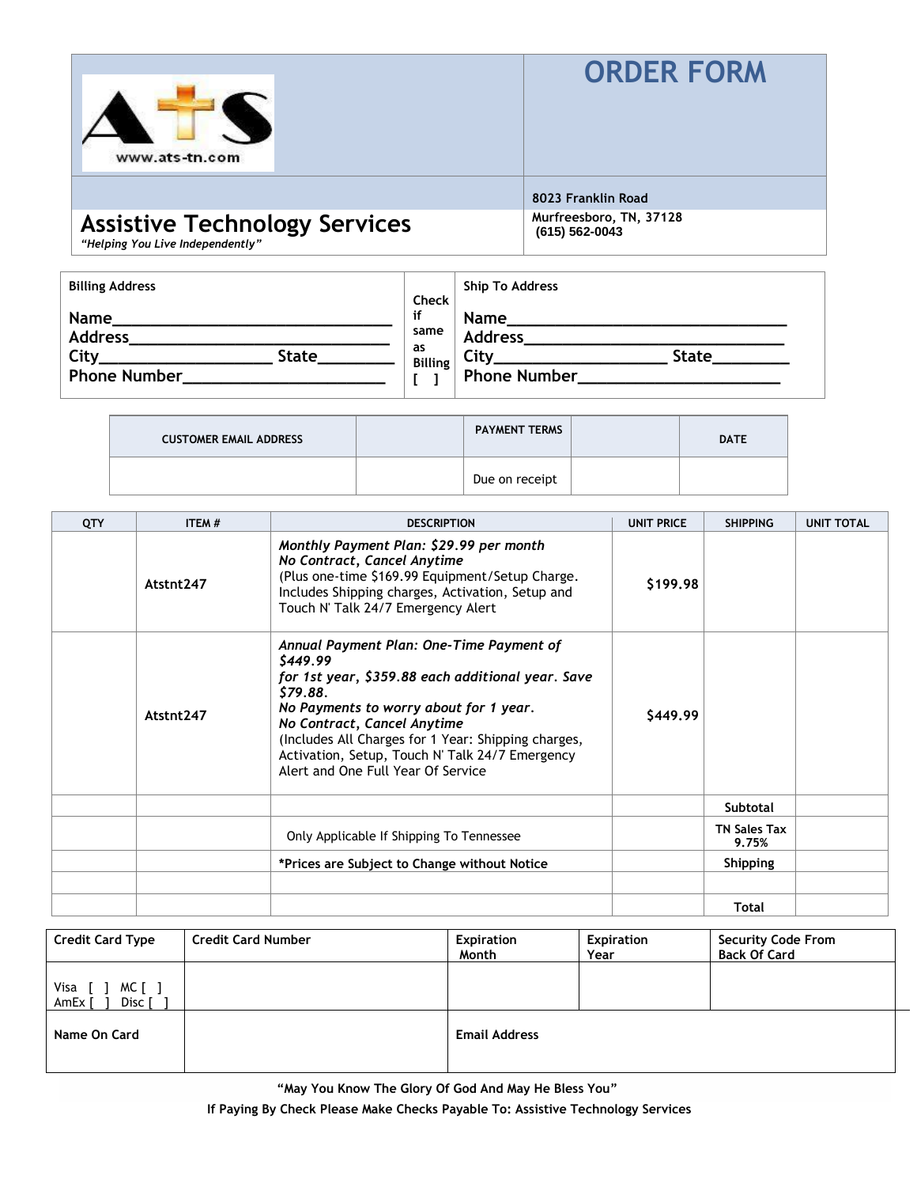www.ats-tn.com

# ORDER FORM

## Assistive Technology Services

*"Helping You Live Independently"*

8023 Franklin Road
Murfreesboro, TN, 37128
(615) 562-0043

| Billing Address | Check if same as Billing [ ] | Ship To Address |
|---|---|---|
| Name_______________<br>Address_______________<br>City_______________ State_________<br>Phone Number_______________ | | Name_______________<br>Address_______________<br>City_______________ State_________<br>Phone Number_______________ |

| CUSTOMER EMAIL ADDRESS | | PAYMENT TERMS | | DATE |
|---|---|---|---|---|
| | | Due on receipt | | |

| QTY | ITEM # | DESCRIPTION | UNIT PRICE | SHIPPING | UNIT TOTAL |
|---|---|---|---|---|---|
| | Atstnt247 | *Monthly Payment Plan: $29.99 per month*<br>*No Contract, Cancel Anytime*<br>(Plus one-time $169.99 Equipment/Setup Charge. Includes Shipping charges, Activation, Setup and Touch N' Talk 24/7 Emergency Alert | $199.98 | | |
| | Atstnt247 | *Annual Payment Plan: One-Time Payment of $449.99*<br>*for 1st year, $359.88 each additional year. Save $79.88.*<br>*No Payments to worry about for 1 year.*<br>*No Contract, Cancel Anytime*<br>(Includes All Charges for 1 Year: Shipping charges, Activation, Setup, Touch N' Talk 24/7 Emergency Alert and One Full Year Of Service | $449.99 | | |
| | | | | Subtotal | |
| | | Only Applicable If Shipping To Tennessee | | TN Sales Tax 9.75% | |
| | | *Prices are Subject to Change without Notice | | Shipping | |
| | | | | | |
| | | | | Total | |

| Credit Card Type | Credit Card Number | Expiration Month | Expiration Year | Security Code From Back Of Card |
|---|---|---|---|---|
| Visa [ ] MC [ ]<br>AmEx [ ] Disc [ ] | | | | |
| Name On Card | | Email Address | | |

"May You Know The Glory Of God And May He Bless You"

If Paying By Check Please Make Checks Payable To: Assistive Technology Services